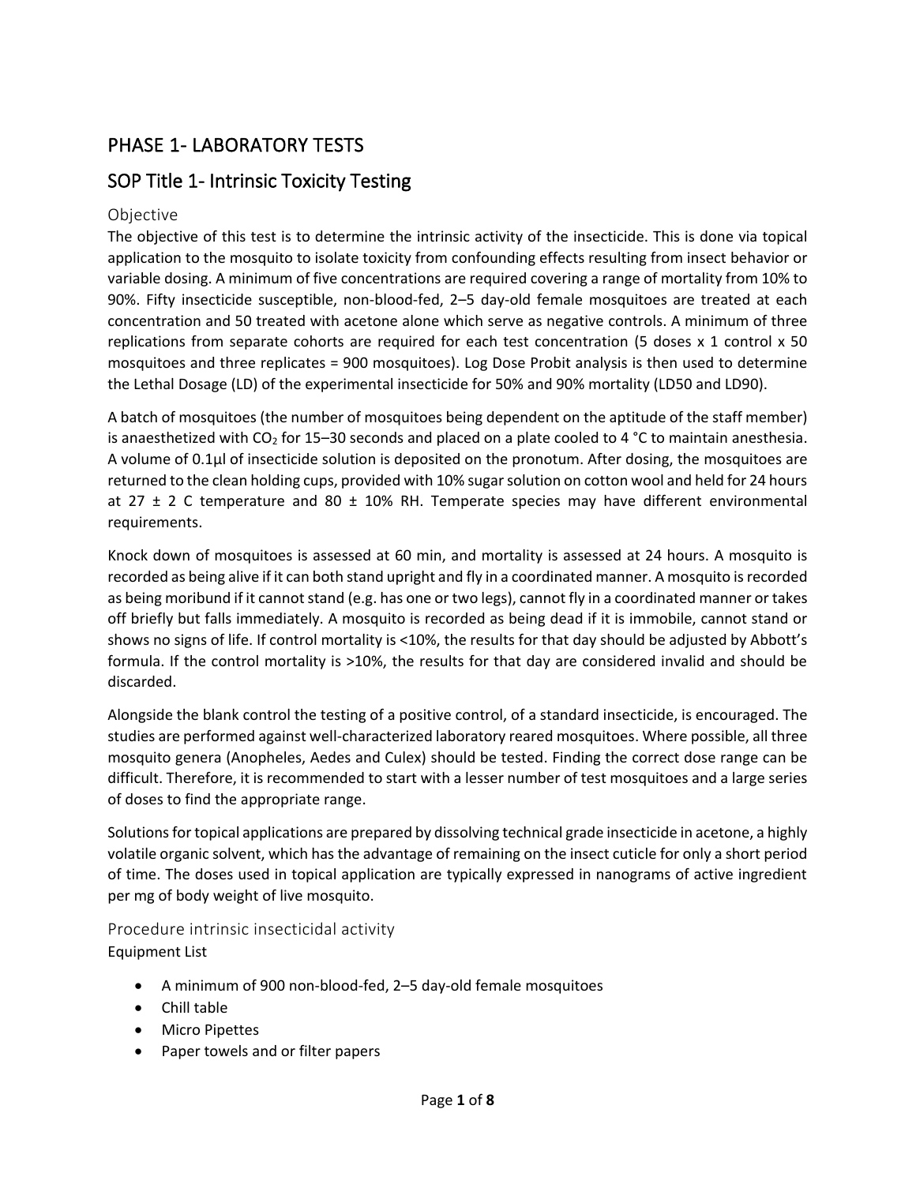# PHASE 1- LABORATORY TESTS

## SOP Title 1- Intrinsic Toxicity Testing

### Objective

The objective of this test is to determine the intrinsic activity of the insecticide. This is done via topical application to the mosquito to isolate toxicity from confounding effects resulting from insect behavior or variable dosing. A minimum of five concentrations are required covering a range of mortality from 10% to 90%. Fifty insecticide susceptible, non-blood-fed, 2–5 day-old female mosquitoes are treated at each concentration and 50 treated with acetone alone which serve as negative controls. A minimum of three replications from separate cohorts are required for each test concentration (5 doses x 1 control x 50 mosquitoes and three replicates = 900 mosquitoes). Log Dose Probit analysis is then used to determine the Lethal Dosage (LD) of the experimental insecticide for 50% and 90% mortality (LD50 and LD90).

A batch of mosquitoes (the number of mosquitoes being dependent on the aptitude of the staff member) is anaesthetized with $CO_2$ for 15–30 seconds and placed on a plate cooled to 4 °C to maintain anesthesia. A volume of 0.1µl of insecticide solution is deposited on the pronotum. After dosing, the mosquitoes are returned to the clean holding cups, provided with 10% sugar solution on cotton wool and held for 24 hours at 27 ± 2 C temperature and 80 ± 10% RH. Temperate species may have different environmental requirements.

Knock down of mosquitoes is assessed at 60 min, and mortality is assessed at 24 hours. A mosquito is recorded as being alive if it can both stand upright and fly in a coordinated manner. A mosquito is recorded as being moribund if it cannot stand (e.g. has one or two legs), cannot fly in a coordinated manner or takes off briefly but falls immediately. A mosquito is recorded as being dead if it is immobile, cannot stand or shows no signs of life. If control mortality is <10%, the results for that day should be adjusted by Abbott's formula. If the control mortality is >10%, the results for that day are considered invalid and should be discarded.

Alongside the blank control the testing of a positive control, of a standard insecticide, is encouraged. The studies are performed against well-characterized laboratory reared mosquitoes. Where possible, all three mosquito genera (Anopheles, Aedes and Culex) should be tested. Finding the correct dose range can be difficult. Therefore, it is recommended to start with a lesser number of test mosquitoes and a large series of doses to find the appropriate range.

Solutions for topical applications are prepared by dissolving technical grade insecticide in acetone, a highly volatile organic solvent, which has the advantage of remaining on the insect cuticle for only a short period of time. The doses used in topical application are typically expressed in nanograms of active ingredient per mg of body weight of live mosquito.

### Procedure intrinsic insecticidal activity

Equipment List

- A minimum of 900 non-blood-fed, 2–5 day-old female mosquitoes
- Chill table
- Micro Pipettes
- Paper towels and or filter papers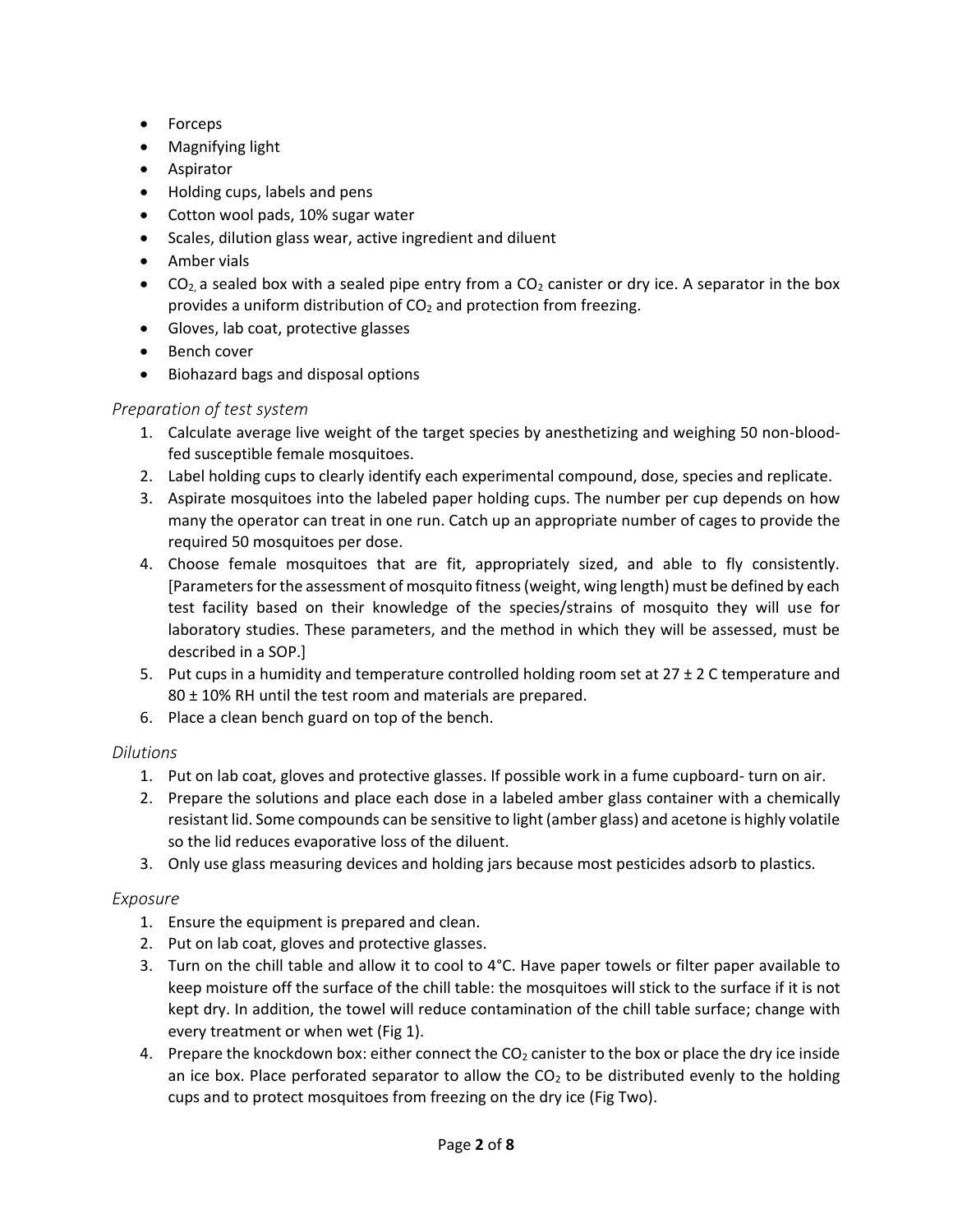- Forceps
- Magnifying light
- Aspirator
- Holding cups, labels and pens
- Cotton wool pads, 10% sugar water
- Scales, dilution glass wear, active ingredient and diluent
- Amber vials
- $CO_2$, a sealed box with a sealed pipe entry from a $CO_2$ canister or dry ice. A separator in the box provides a uniform distribution of $CO_2$ and protection from freezing.
- Gloves, lab coat, protective glasses
- Bench cover
- Biohazard bags and disposal options

### *Preparation of test system*

1. Calculate average live weight of the target species by anesthetizing and weighing 50 non-blood-fed susceptible female mosquitoes.
2. Label holding cups to clearly identify each experimental compound, dose, species and replicate.
3. Aspirate mosquitoes into the labeled paper holding cups. The number per cup depends on how many the operator can treat in one run. Catch up an appropriate number of cages to provide the required 50 mosquitoes per dose.
4. Choose female mosquitoes that are fit, appropriately sized, and able to fly consistently. [Parameters for the assessment of mosquito fitness (weight, wing length) must be defined by each test facility based on their knowledge of the species/strains of mosquito they will use for laboratory studies. These parameters, and the method in which they will be assessed, must be described in a SOP.]
5. Put cups in a humidity and temperature controlled holding room set at 27 ± 2 C temperature and 80 ± 10% RH until the test room and materials are prepared.
6. Place a clean bench guard on top of the bench.

### *Dilutions*

1. Put on lab coat, gloves and protective glasses. If possible work in a fume cupboard- turn on air.
2. Prepare the solutions and place each dose in a labeled amber glass container with a chemically resistant lid. Some compounds can be sensitive to light (amber glass) and acetone is highly volatile so the lid reduces evaporative loss of the diluent.
3. Only use glass measuring devices and holding jars because most pesticides adsorb to plastics.

### *Exposure*

1. Ensure the equipment is prepared and clean.
2. Put on lab coat, gloves and protective glasses.
3. Turn on the chill table and allow it to cool to 4°C. Have paper towels or filter paper available to keep moisture off the surface of the chill table: the mosquitoes will stick to the surface if it is not kept dry. In addition, the towel will reduce contamination of the chill table surface; change with every treatment or when wet (Fig 1).
4. Prepare the knockdown box: either connect the $CO_2$ canister to the box or place the dry ice inside an ice box. Place perforated separator to allow the $CO_2$ to be distributed evenly to the holding cups and to protect mosquitoes from freezing on the dry ice (Fig Two).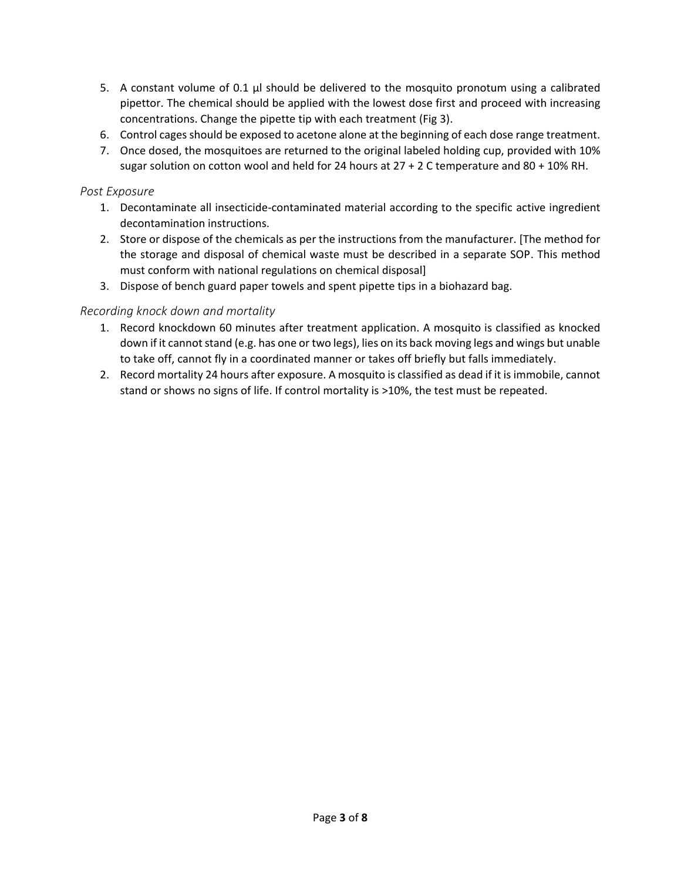5. A constant volume of 0.1 µl should be delivered to the mosquito pronotum using a calibrated pipettor. The chemical should be applied with the lowest dose first and proceed with increasing concentrations. Change the pipette tip with each treatment (Fig 3).
6. Control cages should be exposed to acetone alone at the beginning of each dose range treatment.
7. Once dosed, the mosquitoes are returned to the original labeled holding cup, provided with 10% sugar solution on cotton wool and held for 24 hours at 27 + 2 C temperature and 80 + 10% RH.

*Post Exposure*

1. Decontaminate all insecticide-contaminated material according to the specific active ingredient decontamination instructions.
2. Store or dispose of the chemicals as per the instructions from the manufacturer. [The method for the storage and disposal of chemical waste must be described in a separate SOP. This method must conform with national regulations on chemical disposal]
3. Dispose of bench guard paper towels and spent pipette tips in a biohazard bag.

*Recording knock down and mortality*

1. Record knockdown 60 minutes after treatment application. A mosquito is classified as knocked down if it cannot stand (e.g. has one or two legs), lies on its back moving legs and wings but unable to take off, cannot fly in a coordinated manner or takes off briefly but falls immediately.
2. Record mortality 24 hours after exposure. A mosquito is classified as dead if it is immobile, cannot stand or shows no signs of life. If control mortality is >10%, the test must be repeated.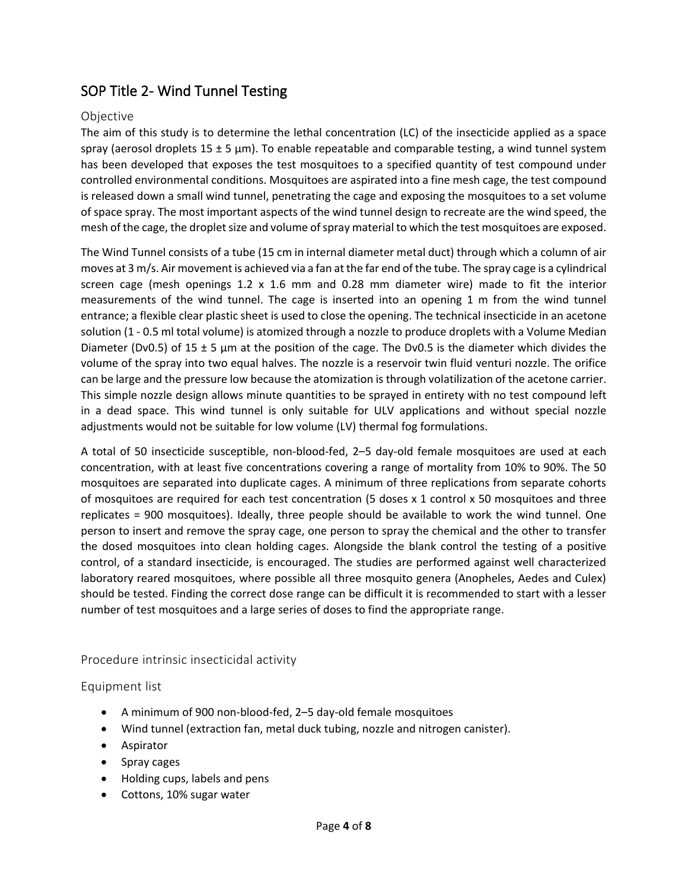## SOP Title 2- Wind Tunnel Testing

### Objective

The aim of this study is to determine the lethal concentration (LC) of the insecticide applied as a space spray (aerosol droplets 15 ± 5 µm). To enable repeatable and comparable testing, a wind tunnel system has been developed that exposes the test mosquitoes to a specified quantity of test compound under controlled environmental conditions. Mosquitoes are aspirated into a fine mesh cage, the test compound is released down a small wind tunnel, penetrating the cage and exposing the mosquitoes to a set volume of space spray. The most important aspects of the wind tunnel design to recreate are the wind speed, the mesh of the cage, the droplet size and volume of spray material to which the test mosquitoes are exposed.

The Wind Tunnel consists of a tube (15 cm in internal diameter metal duct) through which a column of air moves at 3 m/s. Air movement is achieved via a fan at the far end of the tube. The spray cage is a cylindrical screen cage (mesh openings 1.2 x 1.6 mm and 0.28 mm diameter wire) made to fit the interior measurements of the wind tunnel. The cage is inserted into an opening 1 m from the wind tunnel entrance; a flexible clear plastic sheet is used to close the opening. The technical insecticide in an acetone solution (1 - 0.5 ml total volume) is atomized through a nozzle to produce droplets with a Volume Median Diameter (Dv0.5) of 15 ± 5 µm at the position of the cage. The Dv0.5 is the diameter which divides the volume of the spray into two equal halves. The nozzle is a reservoir twin fluid venturi nozzle. The orifice can be large and the pressure low because the atomization is through volatilization of the acetone carrier. This simple nozzle design allows minute quantities to be sprayed in entirety with no test compound left in a dead space. This wind tunnel is only suitable for ULV applications and without special nozzle adjustments would not be suitable for low volume (LV) thermal fog formulations.

A total of 50 insecticide susceptible, non-blood-fed, 2–5 day-old female mosquitoes are used at each concentration, with at least five concentrations covering a range of mortality from 10% to 90%. The 50 mosquitoes are separated into duplicate cages. A minimum of three replications from separate cohorts of mosquitoes are required for each test concentration (5 doses x 1 control x 50 mosquitoes and three replicates = 900 mosquitoes). Ideally, three people should be available to work the wind tunnel. One person to insert and remove the spray cage, one person to spray the chemical and the other to transfer the dosed mosquitoes into clean holding cages. Alongside the blank control the testing of a positive control, of a standard insecticide, is encouraged. The studies are performed against well characterized laboratory reared mosquitoes, where possible all three mosquito genera (Anopheles, Aedes and Culex) should be tested. Finding the correct dose range can be difficult it is recommended to start with a lesser number of test mosquitoes and a large series of doses to find the appropriate range.

### Procedure intrinsic insecticidal activity

### Equipment list

- A minimum of 900 non-blood-fed, 2–5 day-old female mosquitoes
- Wind tunnel (extraction fan, metal duck tubing, nozzle and nitrogen canister).
- Aspirator
- Spray cages
- Holding cups, labels and pens
- Cottons, 10% sugar water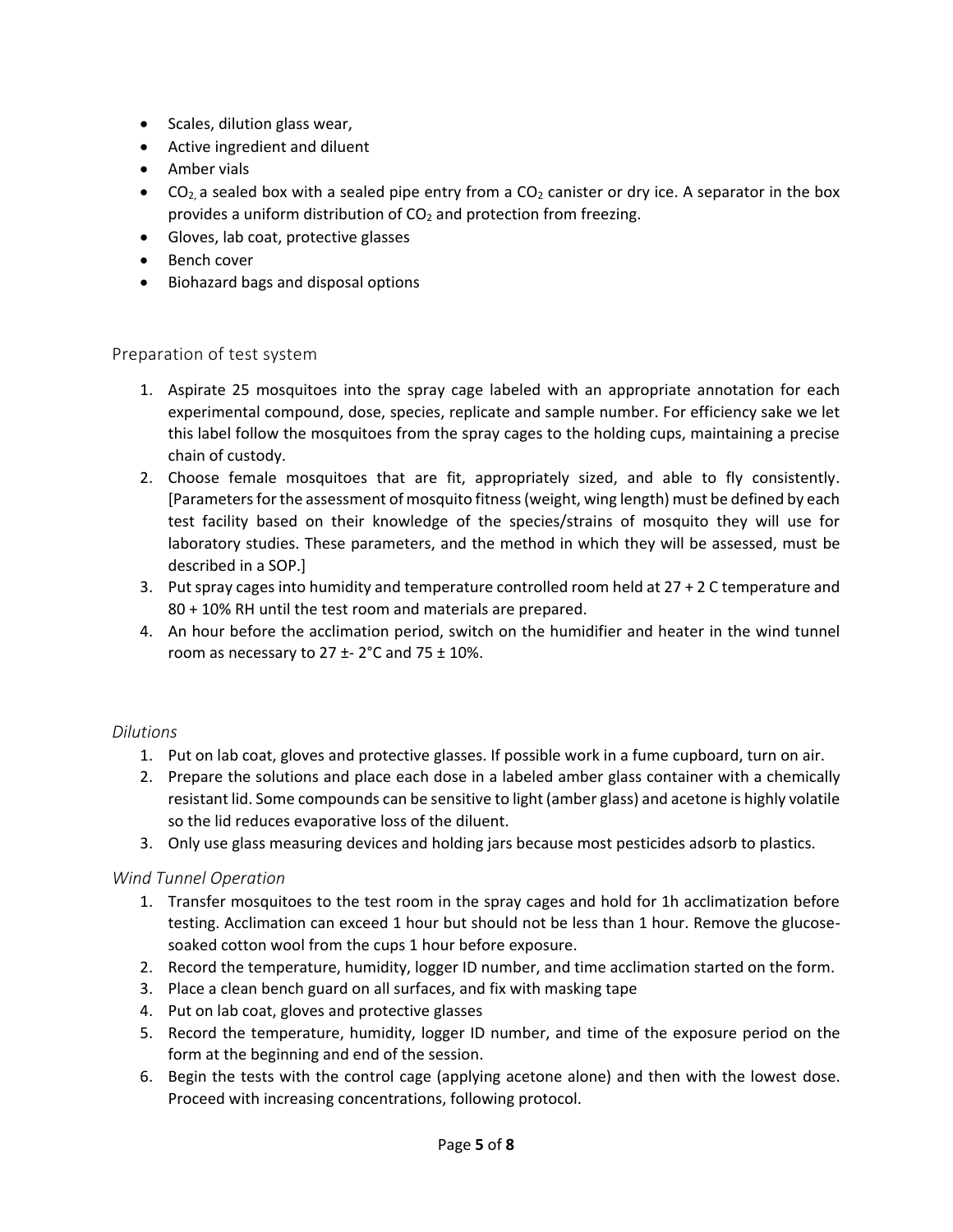- Scales, dilution glass wear,
- Active ingredient and diluent
- Amber vials
- $CO_2$, a sealed box with a sealed pipe entry from a $CO_2$ canister or dry ice. A separator in the box provides a uniform distribution of $CO_2$ and protection from freezing.
- Gloves, lab coat, protective glasses
- Bench cover
- Biohazard bags and disposal options

## Preparation of test system

1. Aspirate 25 mosquitoes into the spray cage labeled with an appropriate annotation for each experimental compound, dose, species, replicate and sample number. For efficiency sake we let this label follow the mosquitoes from the spray cages to the holding cups, maintaining a precise chain of custody.
2. Choose female mosquitoes that are fit, appropriately sized, and able to fly consistently. [Parameters for the assessment of mosquito fitness (weight, wing length) must be defined by each test facility based on their knowledge of the species/strains of mosquito they will use for laboratory studies. These parameters, and the method in which they will be assessed, must be described in a SOP.]
3. Put spray cages into humidity and temperature controlled room held at 27 + 2 C temperature and 80 + 10% RH until the test room and materials are prepared.
4. An hour before the acclimation period, switch on the humidifier and heater in the wind tunnel room as necessary to 27 ±- 2°C and 75 ± 10%.

### *Dilutions*

1. Put on lab coat, gloves and protective glasses. If possible work in a fume cupboard, turn on air.
2. Prepare the solutions and place each dose in a labeled amber glass container with a chemically resistant lid. Some compounds can be sensitive to light (amber glass) and acetone is highly volatile so the lid reduces evaporative loss of the diluent.
3. Only use glass measuring devices and holding jars because most pesticides adsorb to plastics.

### *Wind Tunnel Operation*

1. Transfer mosquitoes to the test room in the spray cages and hold for 1h acclimatization before testing. Acclimation can exceed 1 hour but should not be less than 1 hour. Remove the glucose-soaked cotton wool from the cups 1 hour before exposure.
2. Record the temperature, humidity, logger ID number, and time acclimation started on the form.
3. Place a clean bench guard on all surfaces, and fix with masking tape
4. Put on lab coat, gloves and protective glasses
5. Record the temperature, humidity, logger ID number, and time of the exposure period on the form at the beginning and end of the session.
6. Begin the tests with the control cage (applying acetone alone) and then with the lowest dose. Proceed with increasing concentrations, following protocol.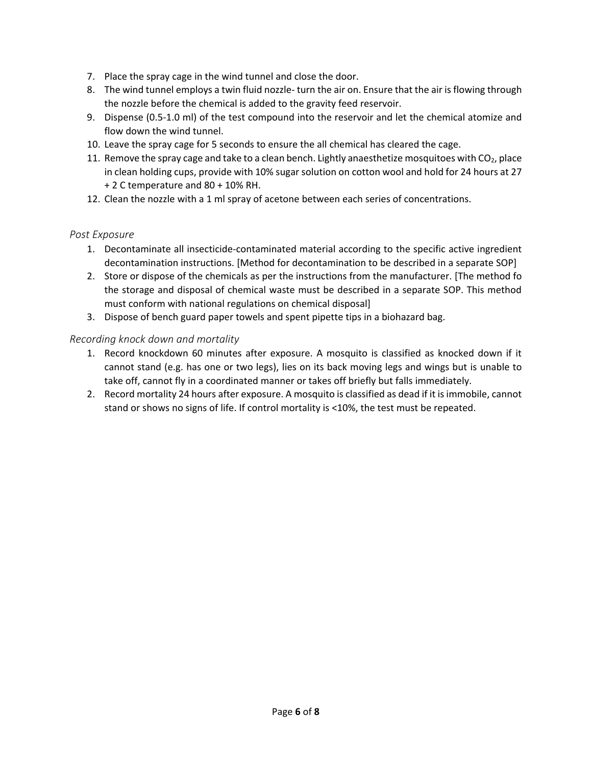7. Place the spray cage in the wind tunnel and close the door.
8. The wind tunnel employs a twin fluid nozzle- turn the air on. Ensure that the air is flowing through the nozzle before the chemical is added to the gravity feed reservoir.
9. Dispense (0.5-1.0 ml) of the test compound into the reservoir and let the chemical atomize and flow down the wind tunnel.
10. Leave the spray cage for 5 seconds to ensure the all chemical has cleared the cage.
11. Remove the spray cage and take to a clean bench. Lightly anaesthetize mosquitoes with $CO_2$, place in clean holding cups, provide with 10% sugar solution on cotton wool and hold for 24 hours at 27 + 2 C temperature and 80 + 10% RH.
12. Clean the nozzle with a 1 ml spray of acetone between each series of concentrations.

### *Post Exposure*

1. Decontaminate all insecticide-contaminated material according to the specific active ingredient decontamination instructions. [Method for decontamination to be described in a separate SOP]
2. Store or dispose of the chemicals as per the instructions from the manufacturer. [The method fo the storage and disposal of chemical waste must be described in a separate SOP. This method must conform with national regulations on chemical disposal]
3. Dispose of bench guard paper towels and spent pipette tips in a biohazard bag.

### *Recording knock down and mortality*

1. Record knockdown 60 minutes after exposure. A mosquito is classified as knocked down if it cannot stand (e.g. has one or two legs), lies on its back moving legs and wings but is unable to take off, cannot fly in a coordinated manner or takes off briefly but falls immediately.
2. Record mortality 24 hours after exposure. A mosquito is classified as dead if it is immobile, cannot stand or shows no signs of life. If control mortality is <10%, the test must be repeated.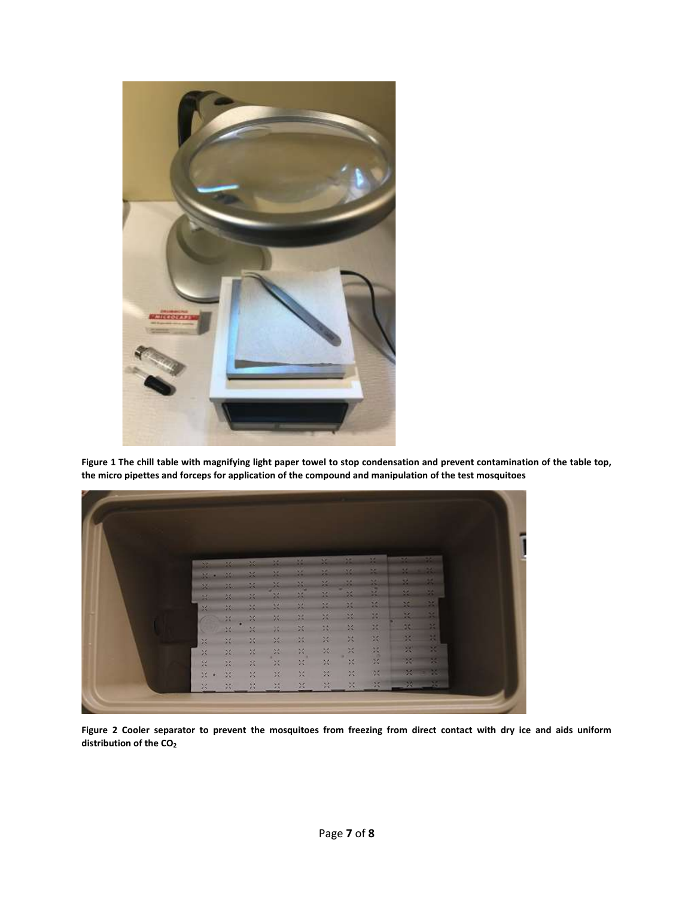**Figure 1 The chill table with magnifying light paper towel to stop condensation and prevent contamination of the table top, the micro pipettes and forceps for application of the compound and manipulation of the test mosquitoes**

**Figure 2 Cooler separator to prevent the mosquitoes from freezing from direct contact with dry ice and aids uniform distribution of the $CO_2$**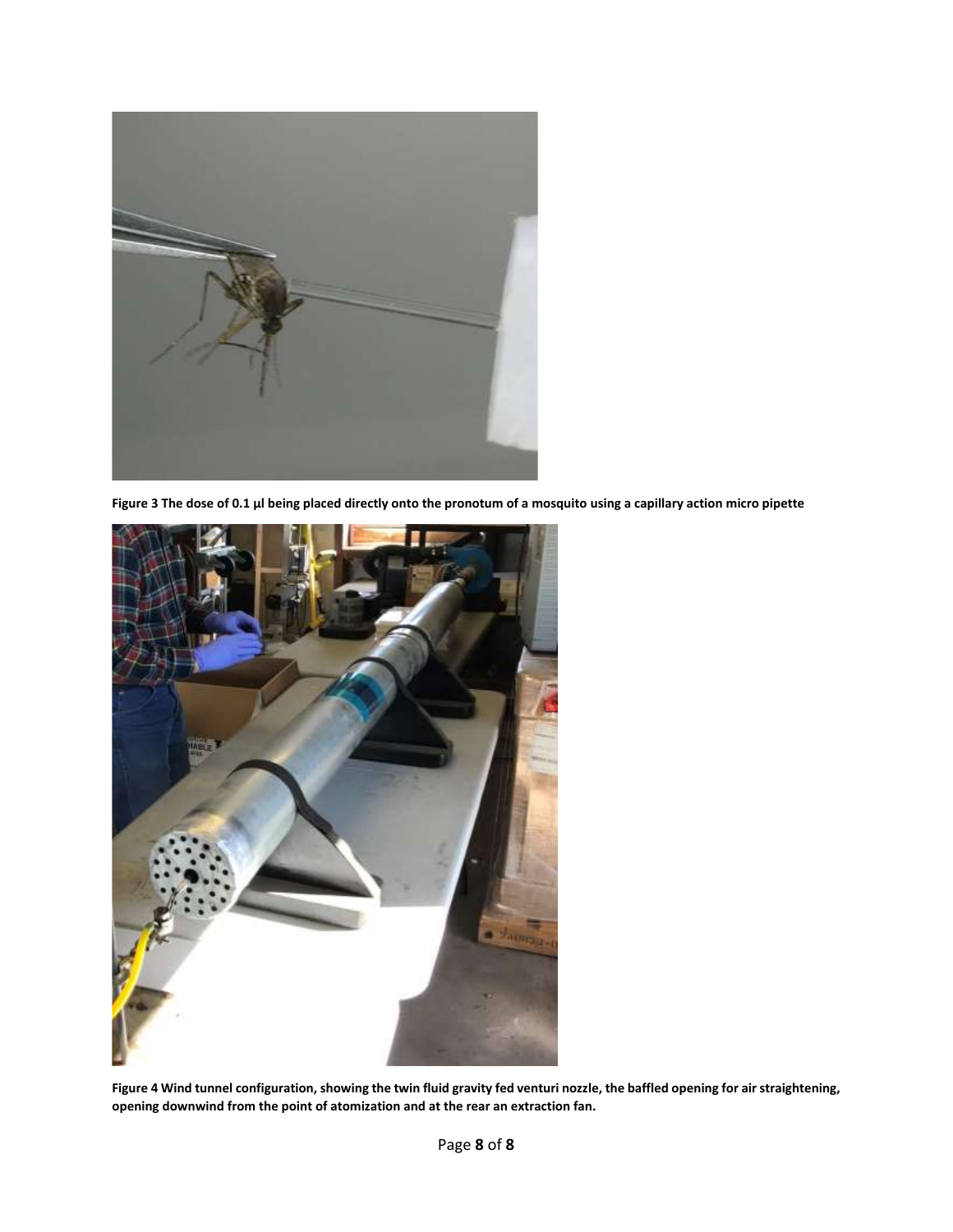**Figure 3 The dose of 0.1 µl being placed directly onto the pronotum of a mosquito using a capillary action micro pipette**

**Figure 4 Wind tunnel configuration, showing the twin fluid gravity fed venturi nozzle, the baffled opening for air straightening, opening downwind from the point of atomization and at the rear an extraction fan.**